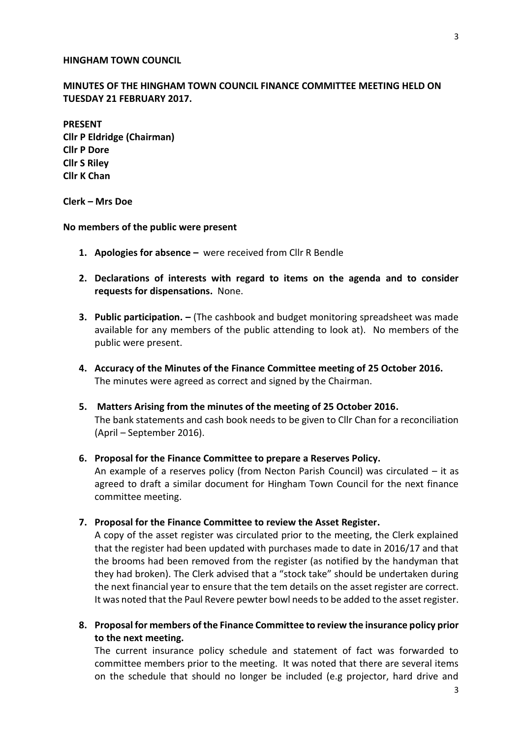**HINGHAM TOWN COUNCIL**

**MINUTES OF THE HINGHAM TOWN COUNCIL FINANCE COMMITTEE MEETING HELD ON TUESDAY 21 FEBRUARY 2017.**

**PRESENT**
**Cllr P Eldridge (Chairman)**
**Cllr P Dore**
**Cllr S Riley**
**Cllr K Chan**

**Clerk – Mrs Doe**

**No members of the public were present**

1. **Apologies for absence –** were received from Cllr R Bendle

2. **Declarations of interests with regard to items on the agenda and to consider requests for dispensations.** None.

3. **Public participation. –** (The cashbook and budget monitoring spreadsheet was made available for any members of the public attending to look at). No members of the public were present.

4. **Accuracy of the Minutes of the Finance Committee meeting of 25 October 2016.**
   The minutes were agreed as correct and signed by the Chairman.

5. **Matters Arising from the minutes of the meeting of 25 October 2016.**
   The bank statements and cash book needs to be given to Cllr Chan for a reconciliation (April – September 2016).

6. **Proposal for the Finance Committee to prepare a Reserves Policy.**
   An example of a reserves policy (from Necton Parish Council) was circulated – it as agreed to draft a similar document for Hingham Town Council for the next finance committee meeting.

7. **Proposal for the Finance Committee to review the Asset Register.**
   A copy of the asset register was circulated prior to the meeting, the Clerk explained that the register had been updated with purchases made to date in 2016/17 and that the brooms had been removed from the register (as notified by the handyman that they had broken). The Clerk advised that a "stock take" should be undertaken during the next financial year to ensure that the tem details on the asset register are correct. It was noted that the Paul Revere pewter bowl needs to be added to the asset register.

8. **Proposal for members of the Finance Committee to review the insurance policy prior to the next meeting.**
   The current insurance policy schedule and statement of fact was forwarded to committee members prior to the meeting. It was noted that there are several items on the schedule that should no longer be included (e.g projector, hard drive and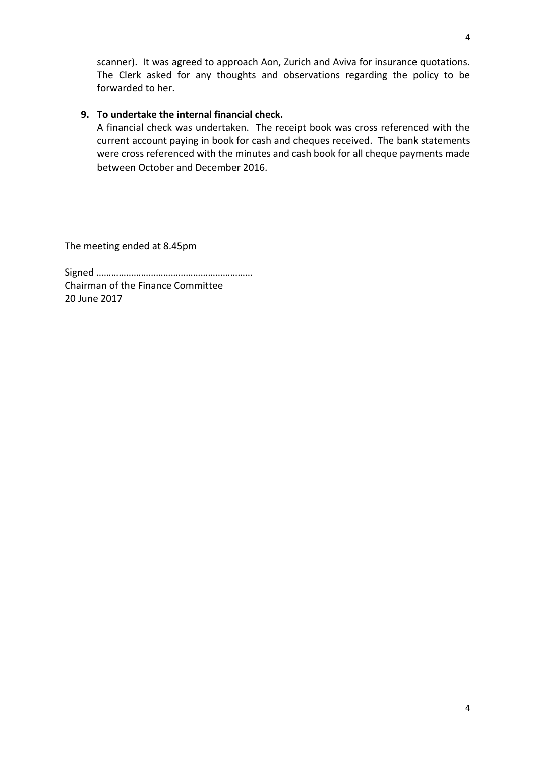scanner). It was agreed to approach Aon, Zurich and Aviva for insurance quotations. The Clerk asked for any thoughts and observations regarding the policy to be forwarded to her.

9. **To undertake the internal financial check.**

   A financial check was undertaken. The receipt book was cross referenced with the current account paying in book for cash and cheques received. The bank statements were cross referenced with the minutes and cash book for all cheque payments made between October and December 2016.

The meeting ended at 8.45pm

Signed ……………………………………………………

Chairman of the Finance Committee

20 June 2017